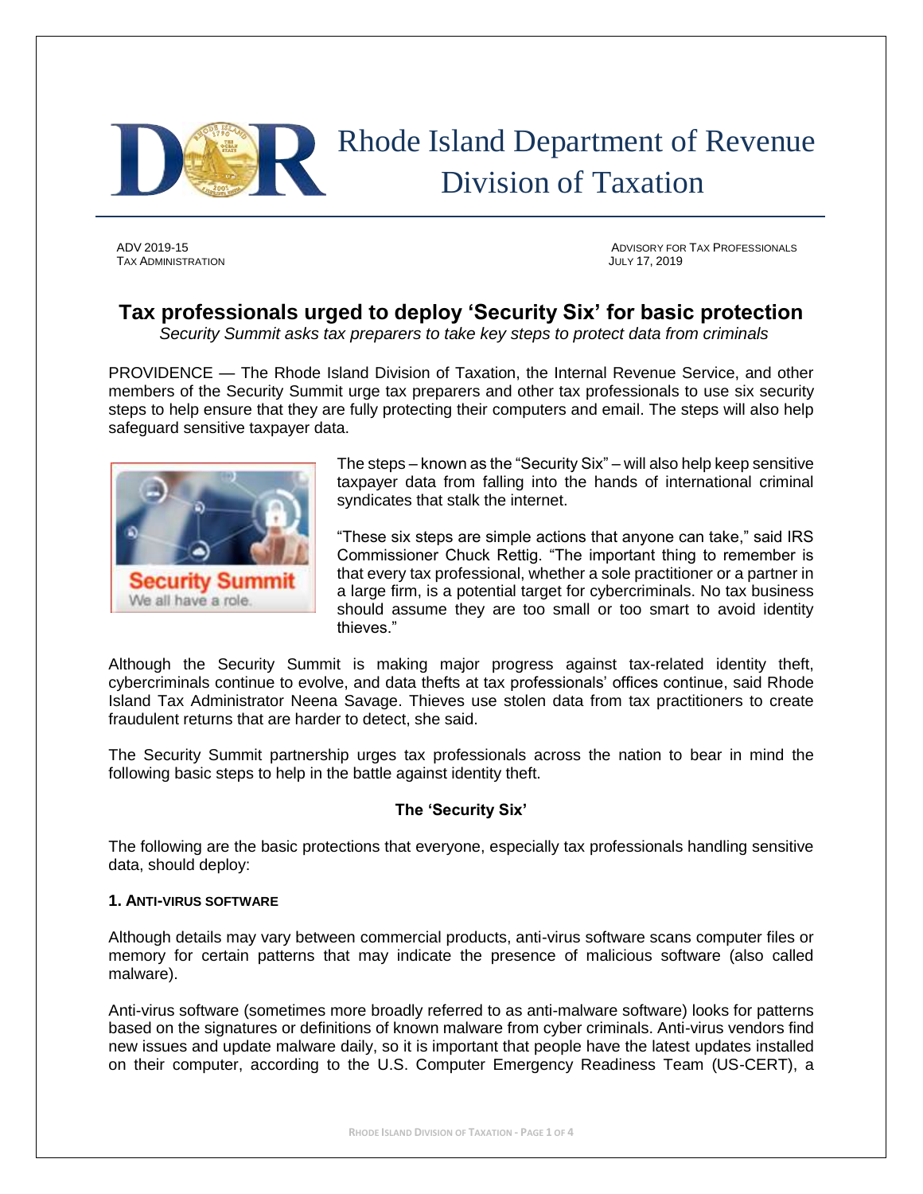# Rhode Island Department of Revenue
## Division of Taxation

ADV 2019-15
TAX ADMINISTRATION

ADVISORY FOR TAX PROFESSIONALS
JULY 17, 2019

## Tax professionals urged to deploy 'Security Six' for basic protection

*Security Summit asks tax preparers to take key steps to protect data from criminals*

PROVIDENCE — The Rhode Island Division of Taxation, the Internal Revenue Service, and other members of the Security Summit urge tax preparers and other tax professionals to use six security steps to help ensure that they are fully protecting their computers and email. The steps will also help safeguard sensitive taxpayer data.

The steps – known as the "Security Six" – will also help keep sensitive taxpayer data from falling into the hands of international criminal syndicates that stalk the internet.

"These six steps are simple actions that anyone can take," said IRS Commissioner Chuck Rettig. "The important thing to remember is that every tax professional, whether a sole practitioner or a partner in a large firm, is a potential target for cybercriminals. No tax business should assume they are too small or too smart to avoid identity thieves."

Although the Security Summit is making major progress against tax-related identity theft, cybercriminals continue to evolve, and data thefts at tax professionals' offices continue, said Rhode Island Tax Administrator Neena Savage. Thieves use stolen data from tax practitioners to create fraudulent returns that are harder to detect, she said.

The Security Summit partnership urges tax professionals across the nation to bear in mind the following basic steps to help in the battle against identity theft.

### The 'Security Six'

The following are the basic protections that everyone, especially tax professionals handling sensitive data, should deploy:

#### 1. ANTI-VIRUS SOFTWARE

Although details may vary between commercial products, anti-virus software scans computer files or memory for certain patterns that may indicate the presence of malicious software (also called malware).

Anti-virus software (sometimes more broadly referred to as anti-malware software) looks for patterns based on the signatures or definitions of known malware from cyber criminals. Anti-virus vendors find new issues and update malware daily, so it is important that people have the latest updates installed on their computer, according to the U.S. Computer Emergency Readiness Team (US-CERT), a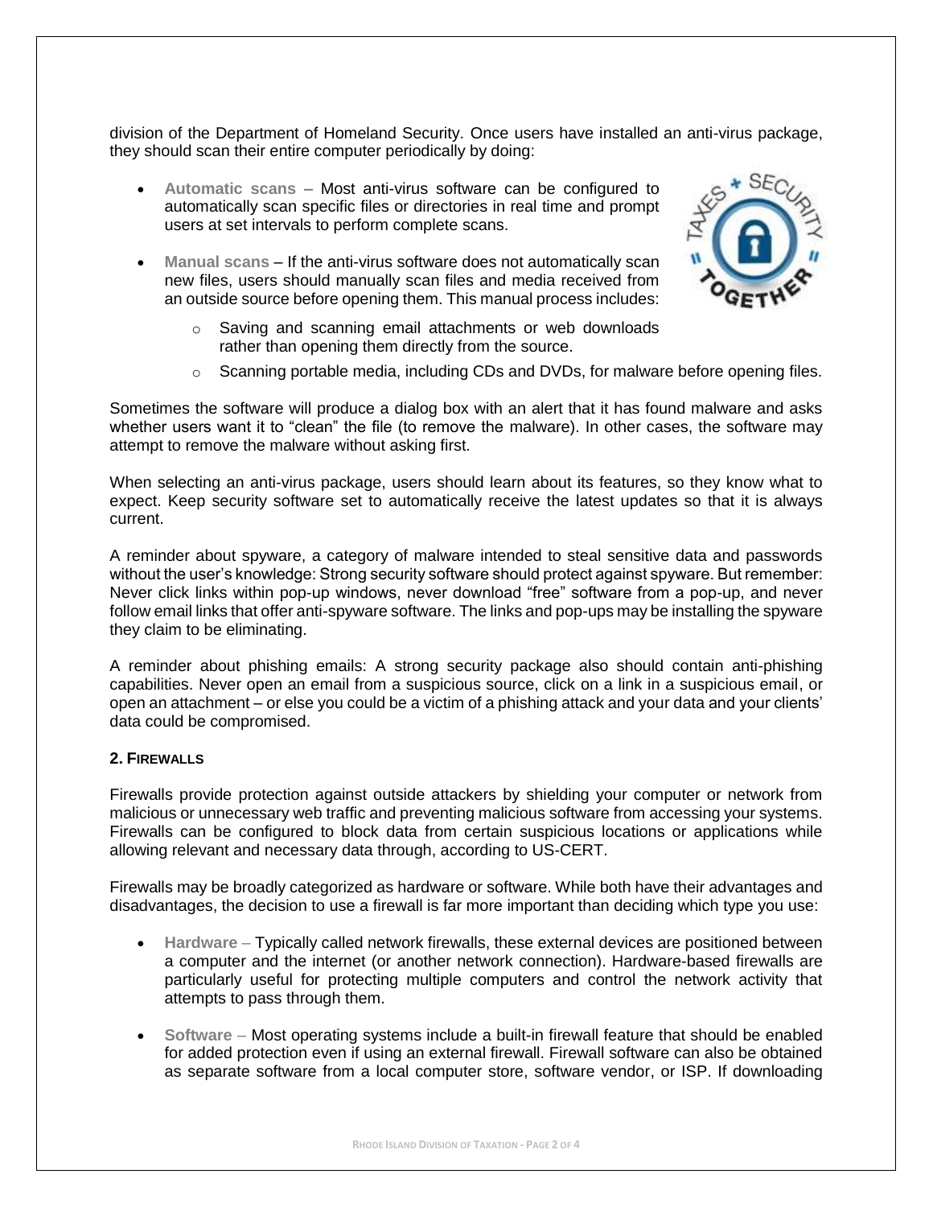division of the Department of Homeland Security. Once users have installed an anti-virus package, they should scan their entire computer periodically by doing:

- **Automatic scans** – Most anti-virus software can be configured to automatically scan specific files or directories in real time and prompt users at set intervals to perform complete scans.
- **Manual scans** – If the anti-virus software does not automatically scan new files, users should manually scan files and media received from an outside source before opening them. This manual process includes:
  - Saving and scanning email attachments or web downloads rather than opening them directly from the source.
  - Scanning portable media, including CDs and DVDs, for malware before opening files.

Sometimes the software will produce a dialog box with an alert that it has found malware and asks whether users want it to "clean" the file (to remove the malware). In other cases, the software may attempt to remove the malware without asking first.

When selecting an anti-virus package, users should learn about its features, so they know what to expect. Keep security software set to automatically receive the latest updates so that it is always current.

A reminder about spyware, a category of malware intended to steal sensitive data and passwords without the user's knowledge: Strong security software should protect against spyware. But remember: Never click links within pop-up windows, never download "free" software from a pop-up, and never follow email links that offer anti-spyware software. The links and pop-ups may be installing the spyware they claim to be eliminating.

A reminder about phishing emails: A strong security package also should contain anti-phishing capabilities. Never open an email from a suspicious source, click on a link in a suspicious email, or open an attachment – or else you could be a victim of a phishing attack and your data and your clients' data could be compromised.

### 2. Firewalls

Firewalls provide protection against outside attackers by shielding your computer or network from malicious or unnecessary web traffic and preventing malicious software from accessing your systems. Firewalls can be configured to block data from certain suspicious locations or applications while allowing relevant and necessary data through, according to US-CERT.

Firewalls may be broadly categorized as hardware or software. While both have their advantages and disadvantages, the decision to use a firewall is far more important than deciding which type you use:

- **Hardware** – Typically called network firewalls, these external devices are positioned between a computer and the internet (or another network connection). Hardware-based firewalls are particularly useful for protecting multiple computers and control the network activity that attempts to pass through them.
- **Software** – Most operating systems include a built-in firewall feature that should be enabled for added protection even if using an external firewall. Firewall software can also be obtained as separate software from a local computer store, software vendor, or ISP. If downloading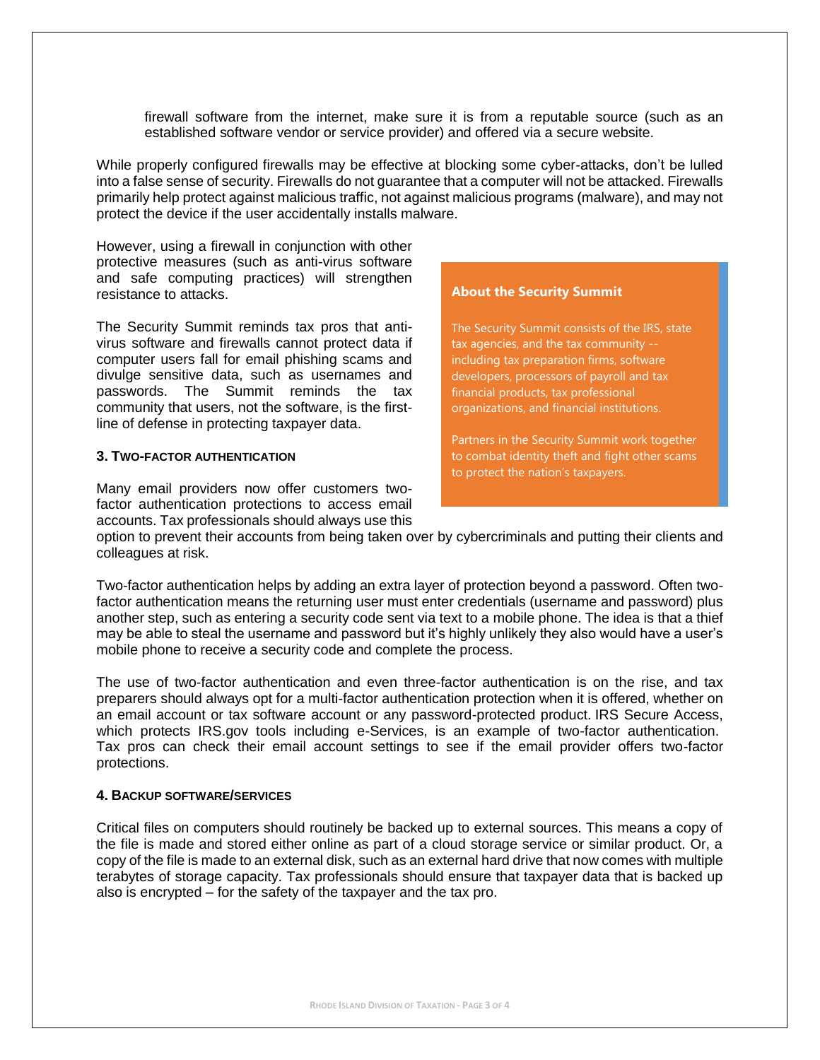firewall software from the internet, make sure it is from a reputable source (such as an established software vendor or service provider) and offered via a secure website.

While properly configured firewalls may be effective at blocking some cyber-attacks, don't be lulled into a false sense of security. Firewalls do not guarantee that a computer will not be attacked. Firewalls primarily help protect against malicious traffic, not against malicious programs (malware), and may not protect the device if the user accidentally installs malware.

However, using a firewall in conjunction with other protective measures (such as anti-virus software and safe computing practices) will strengthen resistance to attacks.

The Security Summit reminds tax pros that anti-virus software and firewalls cannot protect data if computer users fall for email phishing scams and divulge sensitive data, such as usernames and passwords. The Summit reminds the tax community that users, not the software, is the first-line of defense in protecting taxpayer data.

> **About the Security Summit**
>
> The Security Summit consists of the IRS, state tax agencies, and the tax community -- including tax preparation firms, software developers, processors of payroll and tax financial products, tax professional organizations, and financial institutions.
>
> Partners in the Security Summit work together to combat identity theft and fight other scams to protect the nation's taxpayers.

**3. TWO-FACTOR AUTHENTICATION**

Many email providers now offer customers two-factor authentication protections to access email accounts. Tax professionals should always use this option to prevent their accounts from being taken over by cybercriminals and putting their clients and colleagues at risk.

Two-factor authentication helps by adding an extra layer of protection beyond a password. Often two-factor authentication means the returning user must enter credentials (username and password) plus another step, such as entering a security code sent via text to a mobile phone. The idea is that a thief may be able to steal the username and password but it's highly unlikely they also would have a user's mobile phone to receive a security code and complete the process.

The use of two-factor authentication and even three-factor authentication is on the rise, and tax preparers should always opt for a multi-factor authentication protection when it is offered, whether on an email account or tax software account or any password-protected product. IRS Secure Access, which protects IRS.gov tools including e-Services, is an example of two-factor authentication. Tax pros can check their email account settings to see if the email provider offers two-factor protections.

**4. BACKUP SOFTWARE/SERVICES**

Critical files on computers should routinely be backed up to external sources. This means a copy of the file is made and stored either online as part of a cloud storage service or similar product. Or, a copy of the file is made to an external disk, such as an external hard drive that now comes with multiple terabytes of storage capacity. Tax professionals should ensure that taxpayer data that is backed up also is encrypted – for the safety of the taxpayer and the tax pro.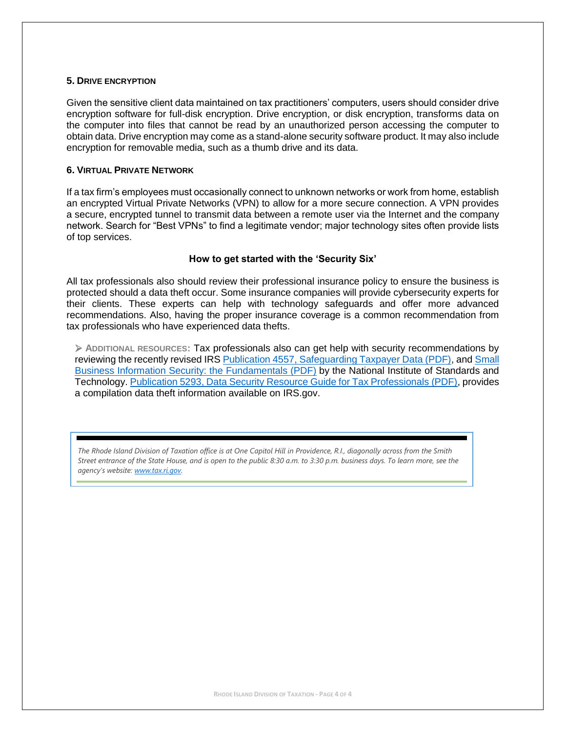### 5. Drive encryption

Given the sensitive client data maintained on tax practitioners' computers, users should consider drive encryption software for full-disk encryption. Drive encryption, or disk encryption, transforms data on the computer into files that cannot be read by an unauthorized person accessing the computer to obtain data. Drive encryption may come as a stand-alone security software product. It may also include encryption for removable media, such as a thumb drive and its data.

### 6. Virtual Private Network

If a tax firm's employees must occasionally connect to unknown networks or work from home, establish an encrypted Virtual Private Networks (VPN) to allow for a more secure connection. A VPN provides a secure, encrypted tunnel to transmit data between a remote user via the Internet and the company network. Search for "Best VPNs" to find a legitimate vendor; major technology sites often provide lists of top services.

**How to get started with the 'Security Six'**

All tax professionals also should review their professional insurance policy to ensure the business is protected should a data theft occur. Some insurance companies will provide cybersecurity experts for their clients. These experts can help with technology safeguards and offer more advanced recommendations. Also, having the proper insurance coverage is a common recommendation from tax professionals who have experienced data thefts.

> ➢ **Additional resources:** Tax professionals also can get help with security recommendations by reviewing the recently revised IRS Publication 4557, Safeguarding Taxpayer Data (PDF), and Small Business Information Security: the Fundamentals (PDF) by the National Institute of Standards and Technology. Publication 5293, Data Security Resource Guide for Tax Professionals (PDF), provides a compilation data theft information available on IRS.gov.

*The Rhode Island Division of Taxation office is at One Capitol Hill in Providence, R.I., diagonally across from the Smith Street entrance of the State House, and is open to the public 8:30 a.m. to 3:30 p.m. business days. To learn more, see the agency's website: www.tax.ri.gov.*